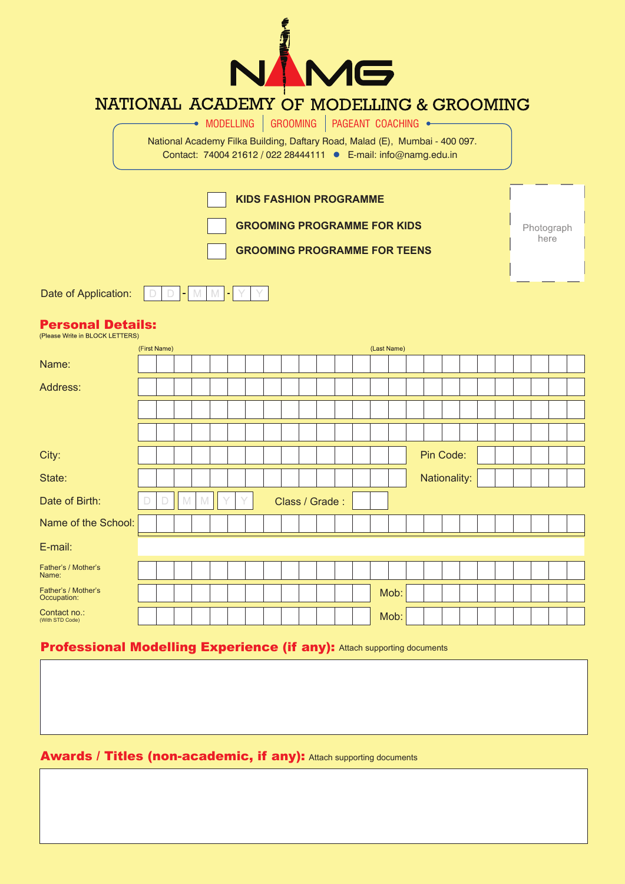# NAMG

## NATIONAL ACADEMY OF MODELLING & GROOMING

MODELLING | GROOMING | PAGEANT COACHING

National Academy Filka Building, Daftary Road, Malad (E), Mumbai - 400 097.
Contact: 74004 21612 / 022 28444111 • E-mail: info@namg.edu.in

- ☐ **KIDS FASHION PROGRAMME**
- ☐ **GROOMING PROGRAMME FOR KIDS**
- ☐ **GROOMING PROGRAMME FOR TEENS**

Photograph here

Date of Application: D D - M M - Y Y

## Personal Details:

(Please Write in BLOCK LETTERS)

Name: (First Name) ____________________ (Last Name) ____________________

Address: ____________________

____________________

____________________

City: ____________________ Pin Code: ____________________

State: ____________________ Nationality: ____________________

Date of Birth: D D M M Y Y Class / Grade : ______

Name of the School: ____________________

E-mail: ____________________

Father's / Mother's Name: ____________________

Father's / Mother's Occupation: ____________________ Mob: ____________________

Contact no.: (With STD Code) ____________________ Mob: ____________________

## Professional Modelling Experience (if any): Attach supporting documents

## Awards / Titles (non-academic, if any): Attach supporting documents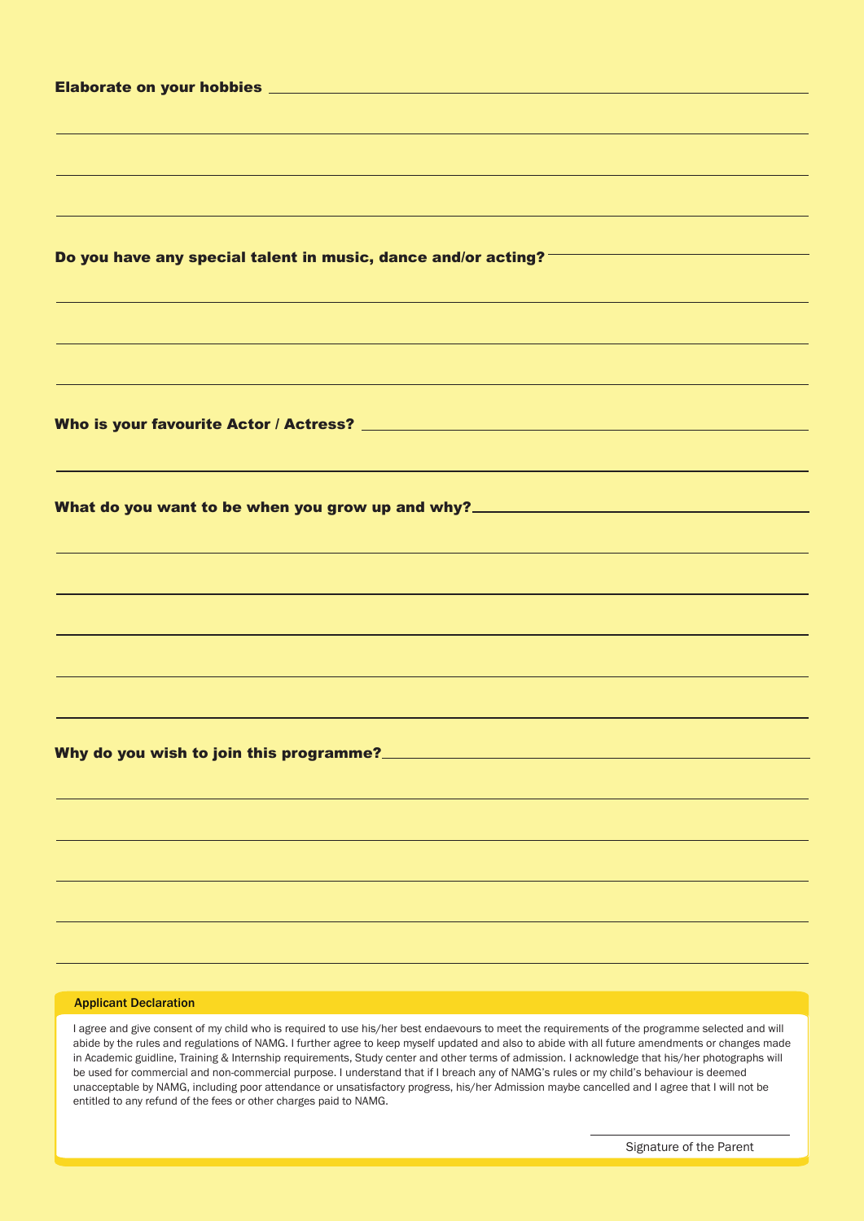**Elaborate on your hobbies** ______________________________

______________________________

______________________________

______________________________

**Do you have any special talent in music, dance and/or acting?** ______________________________

______________________________

______________________________

______________________________

**Who is your favourite Actor / Actress?** ______________________________

______________________________

**What do you want to be when you grow up and why?** ______________________________

______________________________

______________________________

______________________________

______________________________

______________________________

**Why do you wish to join this programme?** ______________________________

______________________________

______________________________

______________________________

______________________________

______________________________

### Applicant Declaration

I agree and give consent of my child who is required to use his/her best endaevours to meet the requirements of the programme selected and will abide by the rules and regulations of NAMG. I further agree to keep myself updated and also to abide with all future amendments or changes made in Academic guidline, Training & Internship requirements, Study center and other terms of admission. I acknowledge that his/her photographs will be used for commercial and non-commercial purpose. I understand that if I breach any of NAMG's rules or my child's behaviour is deemed unacceptable by NAMG, including poor attendance or unsatisfactory progress, his/her Admission maybe cancelled and I agree that I will not be entitled to any refund of the fees or other charges paid to NAMG.

______________________________
Signature of the Parent